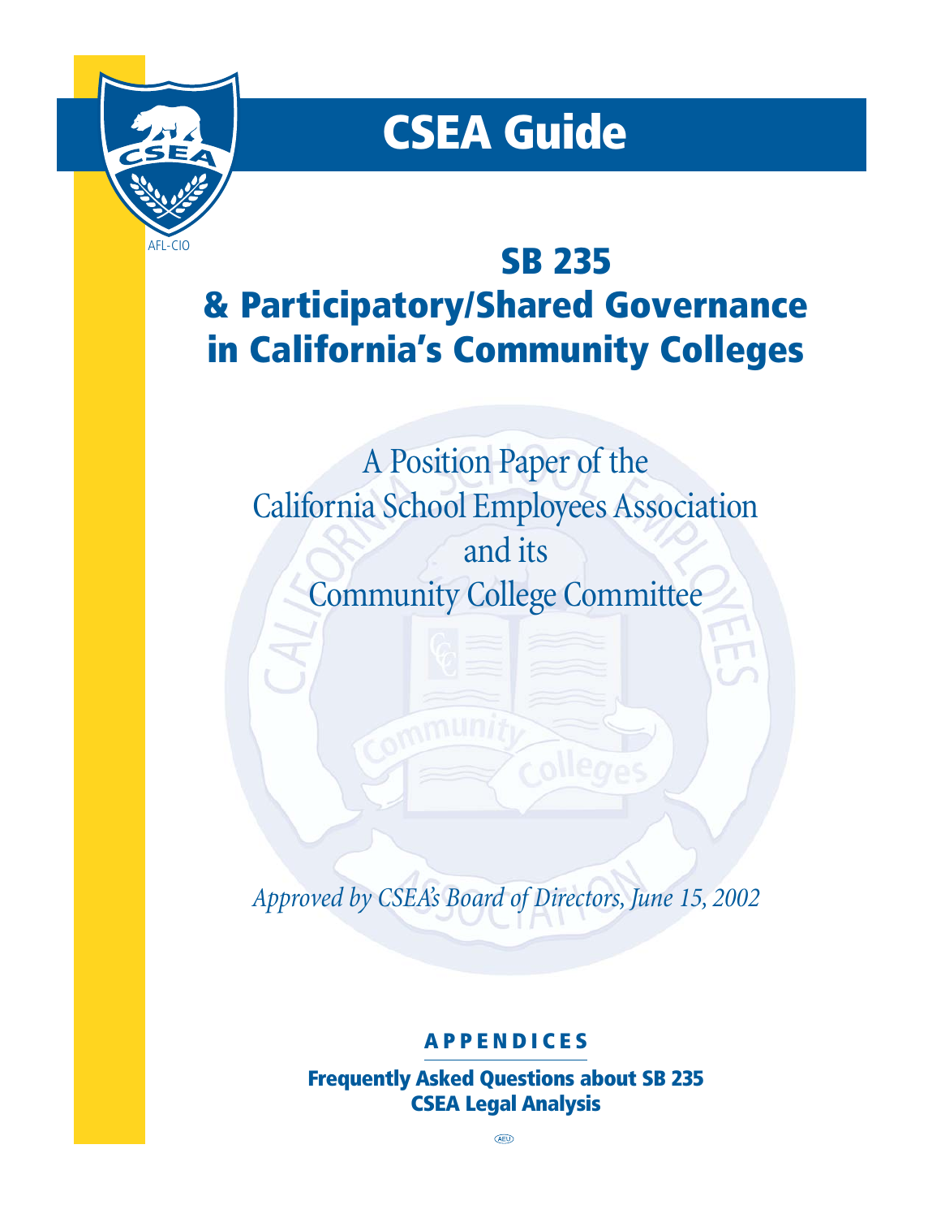# CSEA Guide

AFL-CIO

## SB 235
## & Participatory/Shared Governance in California's Community Colleges

A Position Paper of the
California School Employees Association
and its
Community College Committee

*Approved by CSEA's Board of Directors, June 15, 2002*

**APPENDICES**

**Frequently Asked Questions about SB 235**
**CSEA Legal Analysis**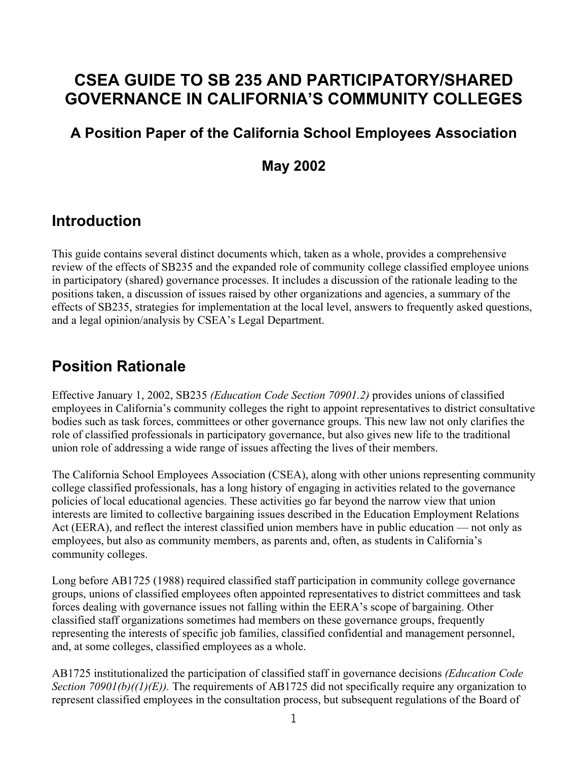# CSEA GUIDE TO SB 235 AND PARTICIPATORY/SHARED GOVERNANCE IN CALIFORNIA'S COMMUNITY COLLEGES

### A Position Paper of the California School Employees Association

### May 2002

## Introduction

This guide contains several distinct documents which, taken as a whole, provides a comprehensive review of the effects of SB235 and the expanded role of community college classified employee unions in participatory (shared) governance processes. It includes a discussion of the rationale leading to the positions taken, a discussion of issues raised by other organizations and agencies, a summary of the effects of SB235, strategies for implementation at the local level, answers to frequently asked questions, and a legal opinion/analysis by CSEA's Legal Department.

## Position Rationale

Effective January 1, 2002, SB235 *(Education Code Section 70901.2)* provides unions of classified employees in California's community colleges the right to appoint representatives to district consultative bodies such as task forces, committees or other governance groups. This new law not only clarifies the role of classified professionals in participatory governance, but also gives new life to the traditional union role of addressing a wide range of issues affecting the lives of their members.

The California School Employees Association (CSEA), along with other unions representing community college classified professionals, has a long history of engaging in activities related to the governance policies of local educational agencies. These activities go far beyond the narrow view that union interests are limited to collective bargaining issues described in the Education Employment Relations Act (EERA), and reflect the interest classified union members have in public education — not only as employees, but also as community members, as parents and, often, as students in California's community colleges.

Long before AB1725 (1988) required classified staff participation in community college governance groups, unions of classified employees often appointed representatives to district committees and task forces dealing with governance issues not falling within the EERA's scope of bargaining. Other classified staff organizations sometimes had members on these governance groups, frequently representing the interests of specific job families, classified confidential and management personnel, and, at some colleges, classified employees as a whole.

AB1725 institutionalized the participation of classified staff in governance decisions *(Education Code Section 70901(b)((1)(E))*. The requirements of AB1725 did not specifically require any organization to represent classified employees in the consultation process, but subsequent regulations of the Board of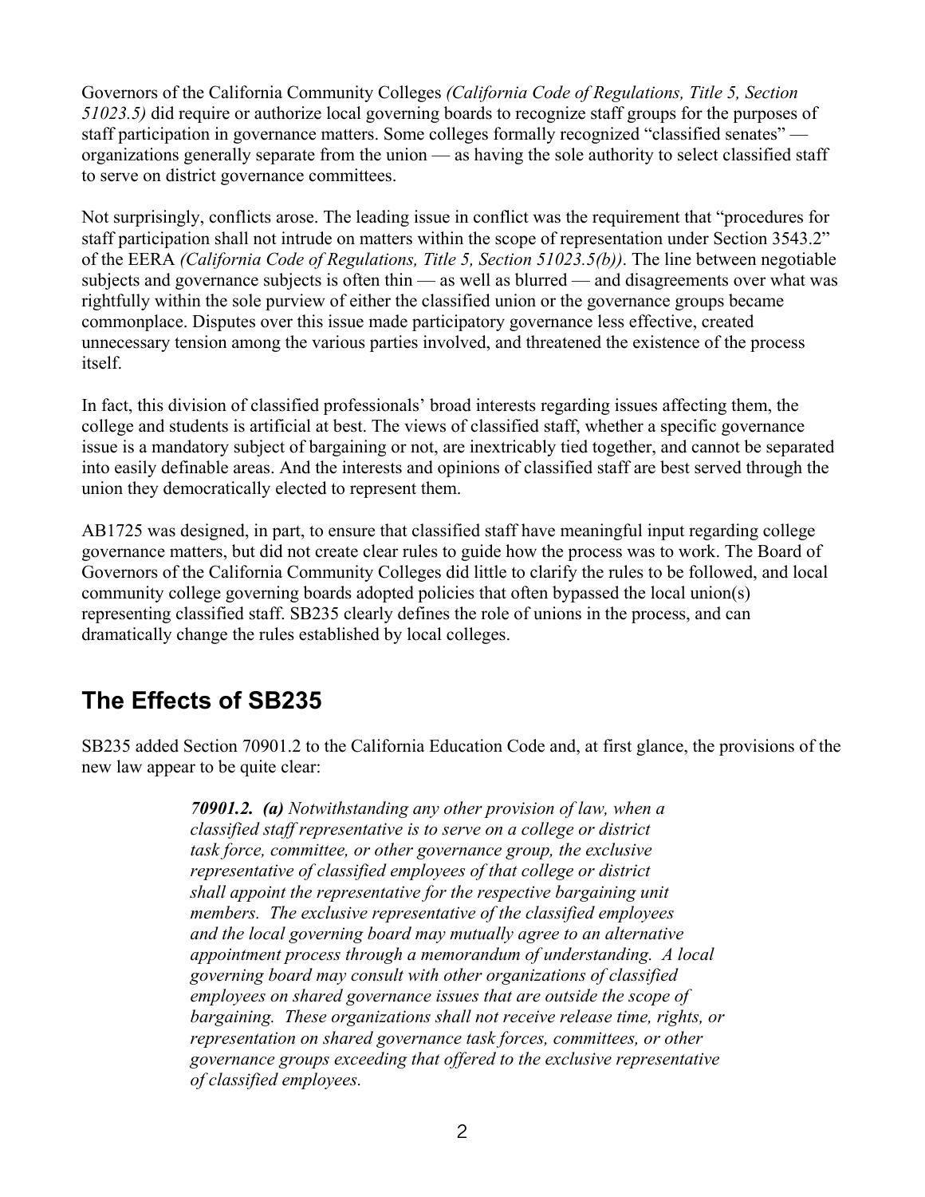Governors of the California Community Colleges *(California Code of Regulations, Title 5, Section 51023.5)* did require or authorize local governing boards to recognize staff groups for the purposes of staff participation in governance matters. Some colleges formally recognized "classified senates" — organizations generally separate from the union — as having the sole authority to select classified staff to serve on district governance committees.

Not surprisingly, conflicts arose. The leading issue in conflict was the requirement that "procedures for staff participation shall not intrude on matters within the scope of representation under Section 3543.2" of the EERA *(California Code of Regulations, Title 5, Section 51023.5(b))*. The line between negotiable subjects and governance subjects is often thin — as well as blurred — and disagreements over what was rightfully within the sole purview of either the classified union or the governance groups became commonplace. Disputes over this issue made participatory governance less effective, created unnecessary tension among the various parties involved, and threatened the existence of the process itself.

In fact, this division of classified professionals' broad interests regarding issues affecting them, the college and students is artificial at best. The views of classified staff, whether a specific governance issue is a mandatory subject of bargaining or not, are inextricably tied together, and cannot be separated into easily definable areas. And the interests and opinions of classified staff are best served through the union they democratically elected to represent them.

AB1725 was designed, in part, to ensure that classified staff have meaningful input regarding college governance matters, but did not create clear rules to guide how the process was to work. The Board of Governors of the California Community Colleges did little to clarify the rules to be followed, and local community college governing boards adopted policies that often bypassed the local union(s) representing classified staff. SB235 clearly defines the role of unions in the process, and can dramatically change the rules established by local colleges.

## The Effects of SB235

SB235 added Section 70901.2 to the California Education Code and, at first glance, the provisions of the new law appear to be quite clear:

> ***70901.2. (a)*** *Notwithstanding any other provision of law, when a classified staff representative is to serve on a college or district task force, committee, or other governance group, the exclusive representative of classified employees of that college or district shall appoint the representative for the respective bargaining unit members. The exclusive representative of the classified employees and the local governing board may mutually agree to an alternative appointment process through a memorandum of understanding. A local governing board may consult with other organizations of classified employees on shared governance issues that are outside the scope of bargaining. These organizations shall not receive release time, rights, or representation on shared governance task forces, committees, or other governance groups exceeding that offered to the exclusive representative of classified employees.*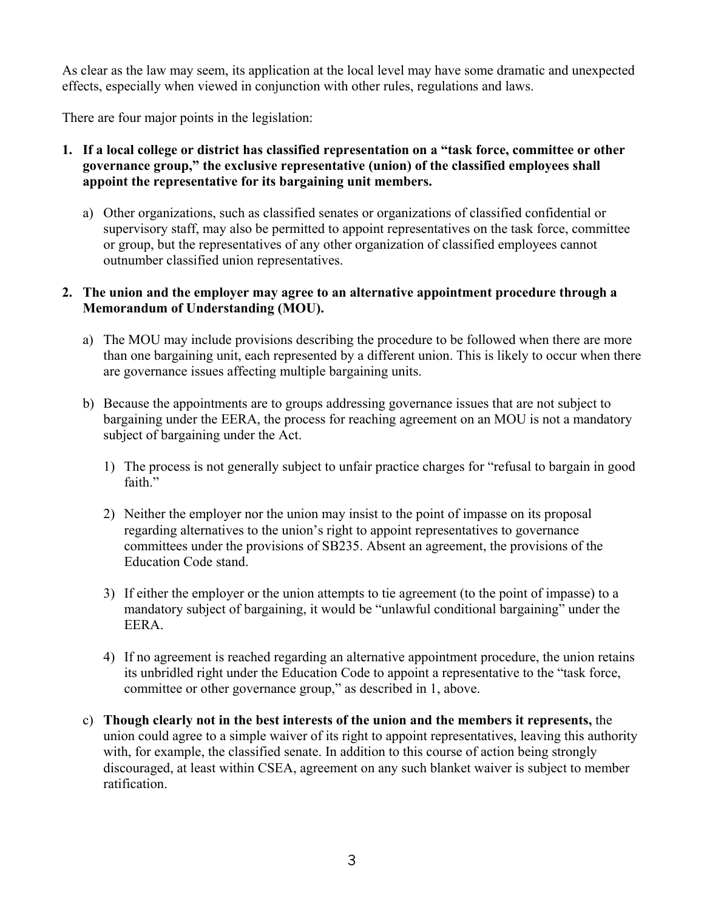As clear as the law may seem, its application at the local level may have some dramatic and unexpected effects, especially when viewed in conjunction with other rules, regulations and laws.

There are four major points in the legislation:

1. **If a local college or district has classified representation on a "task force, committee or other governance group," the exclusive representative (union) of the classified employees shall appoint the representative for its bargaining unit members.**

   a) Other organizations, such as classified senates or organizations of classified confidential or supervisory staff, may also be permitted to appoint representatives on the task force, committee or group, but the representatives of any other organization of classified employees cannot outnumber classified union representatives.

2. **The union and the employer may agree to an alternative appointment procedure through a Memorandum of Understanding (MOU).**

   a) The MOU may include provisions describing the procedure to be followed when there are more than one bargaining unit, each represented by a different union. This is likely to occur when there are governance issues affecting multiple bargaining units.

   b) Because the appointments are to groups addressing governance issues that are not subject to bargaining under the EERA, the process for reaching agreement on an MOU is not a mandatory subject of bargaining under the Act.

      1) The process is not generally subject to unfair practice charges for "refusal to bargain in good faith."

      2) Neither the employer nor the union may insist to the point of impasse on its proposal regarding alternatives to the union's right to appoint representatives to governance committees under the provisions of SB235. Absent an agreement, the provisions of the Education Code stand.

      3) If either the employer or the union attempts to tie agreement (to the point of impasse) to a mandatory subject of bargaining, it would be "unlawful conditional bargaining" under the EERA.

      4) If no agreement is reached regarding an alternative appointment procedure, the union retains its unbridled right under the Education Code to appoint a representative to the "task force, committee or other governance group," as described in 1, above.

   c) **Though clearly not in the best interests of the union and the members it represents,** the union could agree to a simple waiver of its right to appoint representatives, leaving this authority with, for example, the classified senate. In addition to this course of action being strongly discouraged, at least within CSEA, agreement on any such blanket waiver is subject to member ratification.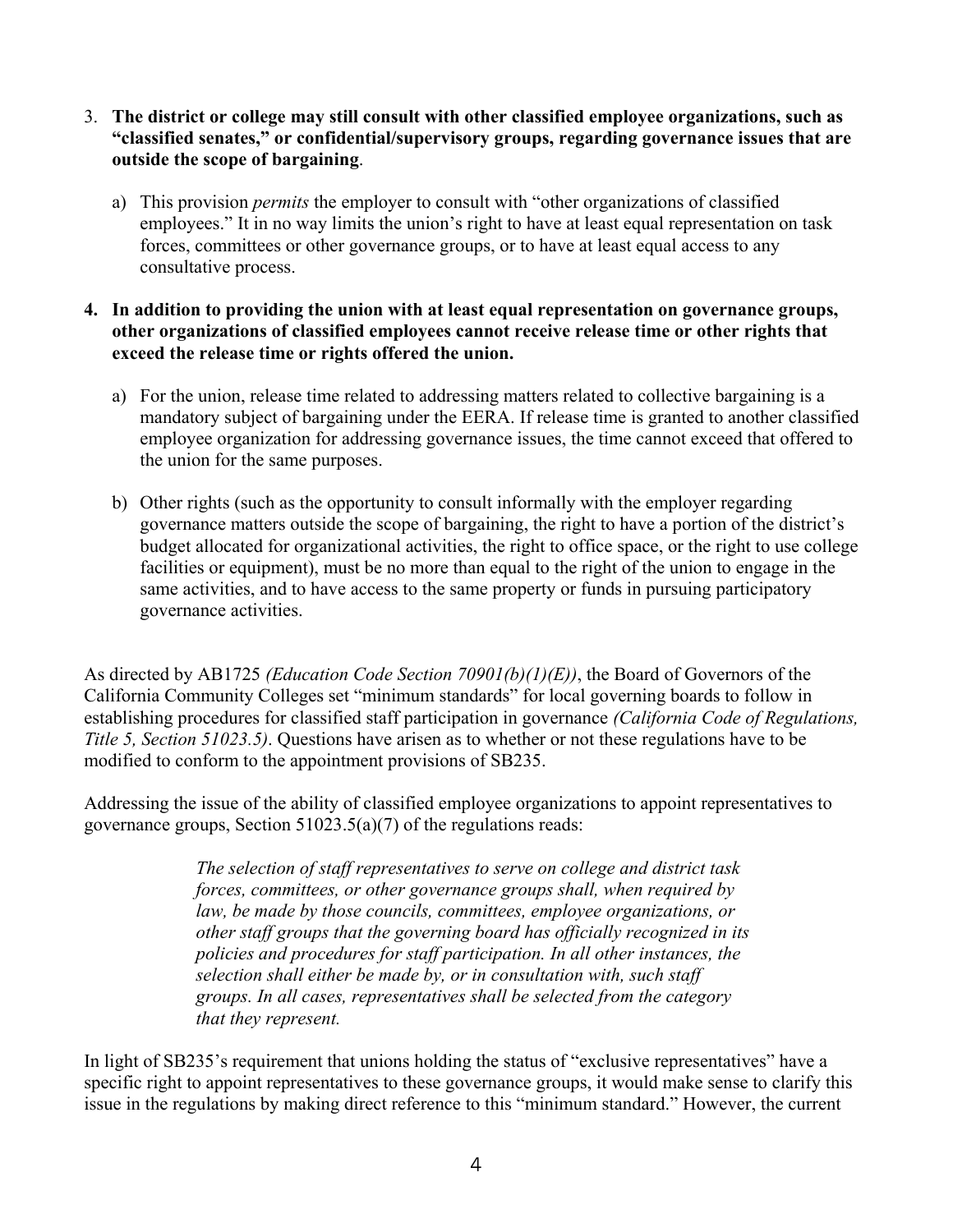3. **The district or college may still consult with other classified employee organizations, such as "classified senates," or confidential/supervisory groups, regarding governance issues that are outside the scope of bargaining**.

   a) This provision *permits* the employer to consult with "other organizations of classified employees." It in no way limits the union's right to have at least equal representation on task forces, committees or other governance groups, or to have at least equal access to any consultative process.

4. **In addition to providing the union with at least equal representation on governance groups, other organizations of classified employees cannot receive release time or other rights that exceed the release time or rights offered the union.**

   a) For the union, release time related to addressing matters related to collective bargaining is a mandatory subject of bargaining under the EERA. If release time is granted to another classified employee organization for addressing governance issues, the time cannot exceed that offered to the union for the same purposes.

   b) Other rights (such as the opportunity to consult informally with the employer regarding governance matters outside the scope of bargaining, the right to have a portion of the district's budget allocated for organizational activities, the right to office space, or the right to use college facilities or equipment), must be no more than equal to the right of the union to engage in the same activities, and to have access to the same property or funds in pursuing participatory governance activities.

As directed by AB1725 *(Education Code Section 70901(b)(1)(E))*, the Board of Governors of the California Community Colleges set "minimum standards" for local governing boards to follow in establishing procedures for classified staff participation in governance *(California Code of Regulations, Title 5, Section 51023.5)*. Questions have arisen as to whether or not these regulations have to be modified to conform to the appointment provisions of SB235.

Addressing the issue of the ability of classified employee organizations to appoint representatives to governance groups, Section 51023.5(a)(7) of the regulations reads:

> *The selection of staff representatives to serve on college and district task forces, committees, or other governance groups shall, when required by law, be made by those councils, committees, employee organizations, or other staff groups that the governing board has officially recognized in its policies and procedures for staff participation. In all other instances, the selection shall either be made by, or in consultation with, such staff groups. In all cases, representatives shall be selected from the category that they represent.*

In light of SB235's requirement that unions holding the status of "exclusive representatives" have a specific right to appoint representatives to these governance groups, it would make sense to clarify this issue in the regulations by making direct reference to this "minimum standard." However, the current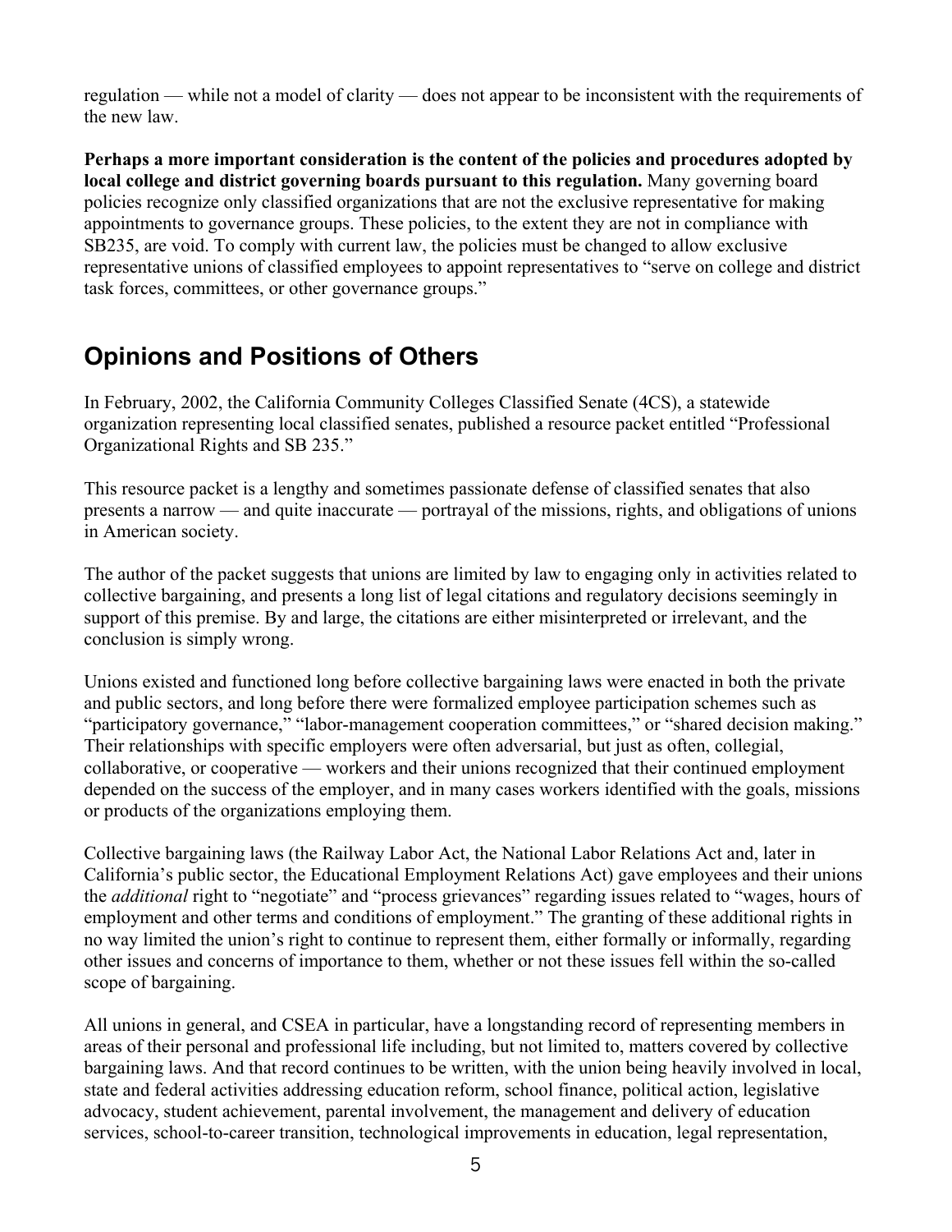regulation — while not a model of clarity — does not appear to be inconsistent with the requirements of the new law.

**Perhaps a more important consideration is the content of the policies and procedures adopted by local college and district governing boards pursuant to this regulation.** Many governing board policies recognize only classified organizations that are not the exclusive representative for making appointments to governance groups. These policies, to the extent they are not in compliance with SB235, are void. To comply with current law, the policies must be changed to allow exclusive representative unions of classified employees to appoint representatives to "serve on college and district task forces, committees, or other governance groups."

## Opinions and Positions of Others

In February, 2002, the California Community Colleges Classified Senate (4CS), a statewide organization representing local classified senates, published a resource packet entitled "Professional Organizational Rights and SB 235."

This resource packet is a lengthy and sometimes passionate defense of classified senates that also presents a narrow — and quite inaccurate — portrayal of the missions, rights, and obligations of unions in American society.

The author of the packet suggests that unions are limited by law to engaging only in activities related to collective bargaining, and presents a long list of legal citations and regulatory decisions seemingly in support of this premise. By and large, the citations are either misinterpreted or irrelevant, and the conclusion is simply wrong.

Unions existed and functioned long before collective bargaining laws were enacted in both the private and public sectors, and long before there were formalized employee participation schemes such as "participatory governance," "labor-management cooperation committees," or "shared decision making." Their relationships with specific employers were often adversarial, but just as often, collegial, collaborative, or cooperative — workers and their unions recognized that their continued employment depended on the success of the employer, and in many cases workers identified with the goals, missions or products of the organizations employing them.

Collective bargaining laws (the Railway Labor Act, the National Labor Relations Act and, later in California's public sector, the Educational Employment Relations Act) gave employees and their unions the *additional* right to "negotiate" and "process grievances" regarding issues related to "wages, hours of employment and other terms and conditions of employment." The granting of these additional rights in no way limited the union's right to continue to represent them, either formally or informally, regarding other issues and concerns of importance to them, whether or not these issues fell within the so-called scope of bargaining.

All unions in general, and CSEA in particular, have a longstanding record of representing members in areas of their personal and professional life including, but not limited to, matters covered by collective bargaining laws. And that record continues to be written, with the union being heavily involved in local, state and federal activities addressing education reform, school finance, political action, legislative advocacy, student achievement, parental involvement, the management and delivery of education services, school-to-career transition, technological improvements in education, legal representation,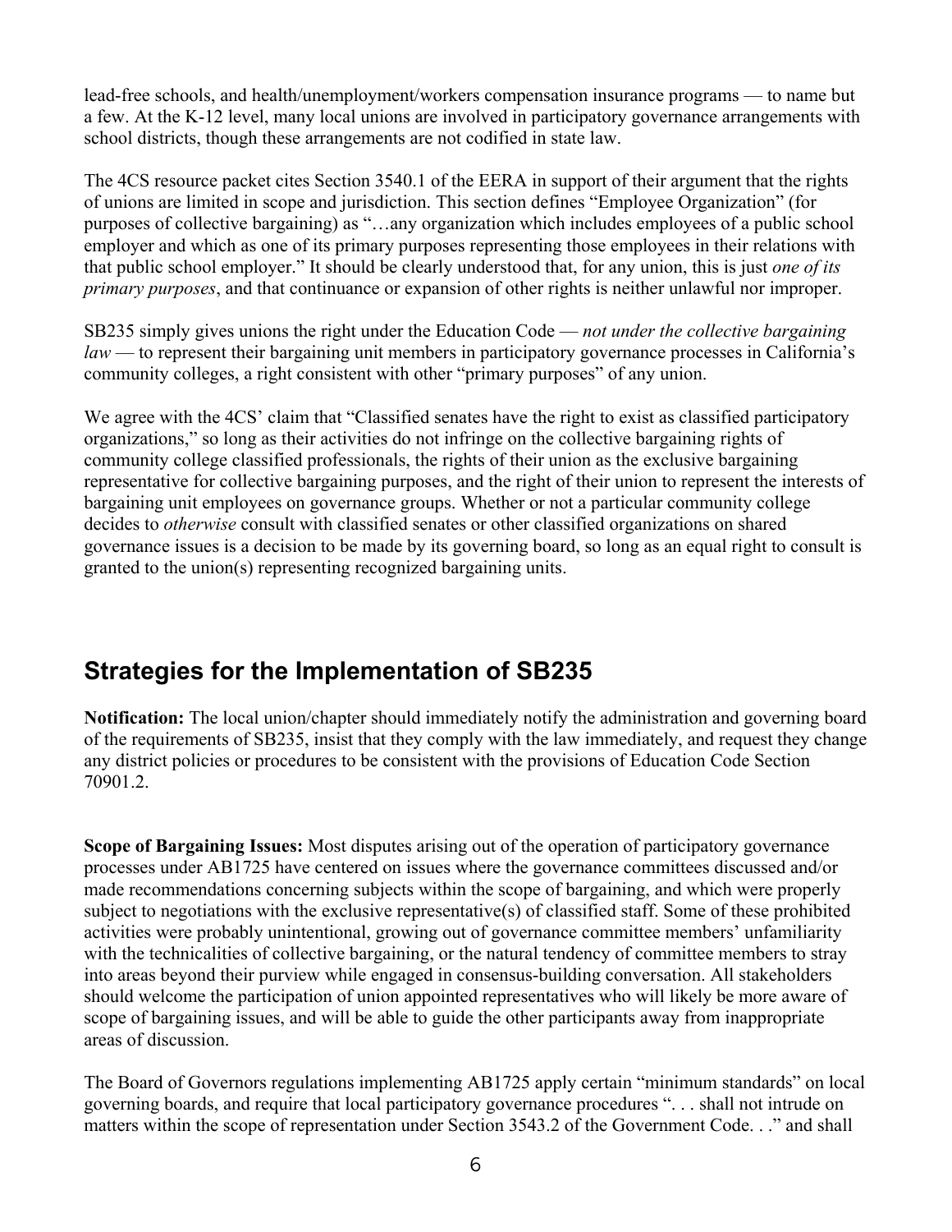lead-free schools, and health/unemployment/workers compensation insurance programs — to name but a few. At the K-12 level, many local unions are involved in participatory governance arrangements with school districts, though these arrangements are not codified in state law.

The 4CS resource packet cites Section 3540.1 of the EERA in support of their argument that the rights of unions are limited in scope and jurisdiction. This section defines "Employee Organization" (for purposes of collective bargaining) as "…any organization which includes employees of a public school employer and which as one of its primary purposes representing those employees in their relations with that public school employer." It should be clearly understood that, for any union, this is just *one of its primary purposes*, and that continuance or expansion of other rights is neither unlawful nor improper.

SB235 simply gives unions the right under the Education Code — *not under the collective bargaining law* — to represent their bargaining unit members in participatory governance processes in California's community colleges, a right consistent with other "primary purposes" of any union.

We agree with the 4CS' claim that "Classified senates have the right to exist as classified participatory organizations," so long as their activities do not infringe on the collective bargaining rights of community college classified professionals, the rights of their union as the exclusive bargaining representative for collective bargaining purposes, and the right of their union to represent the interests of bargaining unit employees on governance groups. Whether or not a particular community college decides to *otherwise* consult with classified senates or other classified organizations on shared governance issues is a decision to be made by its governing board, so long as an equal right to consult is granted to the union(s) representing recognized bargaining units.

## Strategies for the Implementation of SB235

**Notification:** The local union/chapter should immediately notify the administration and governing board of the requirements of SB235, insist that they comply with the law immediately, and request they change any district policies or procedures to be consistent with the provisions of Education Code Section 70901.2.

**Scope of Bargaining Issues:** Most disputes arising out of the operation of participatory governance processes under AB1725 have centered on issues where the governance committees discussed and/or made recommendations concerning subjects within the scope of bargaining, and which were properly subject to negotiations with the exclusive representative(s) of classified staff. Some of these prohibited activities were probably unintentional, growing out of governance committee members' unfamiliarity with the technicalities of collective bargaining, or the natural tendency of committee members to stray into areas beyond their purview while engaged in consensus-building conversation. All stakeholders should welcome the participation of union appointed representatives who will likely be more aware of scope of bargaining issues, and will be able to guide the other participants away from inappropriate areas of discussion.

The Board of Governors regulations implementing AB1725 apply certain "minimum standards" on local governing boards, and require that local participatory governance procedures ". . . shall not intrude on matters within the scope of representation under Section 3543.2 of the Government Code. . ." and shall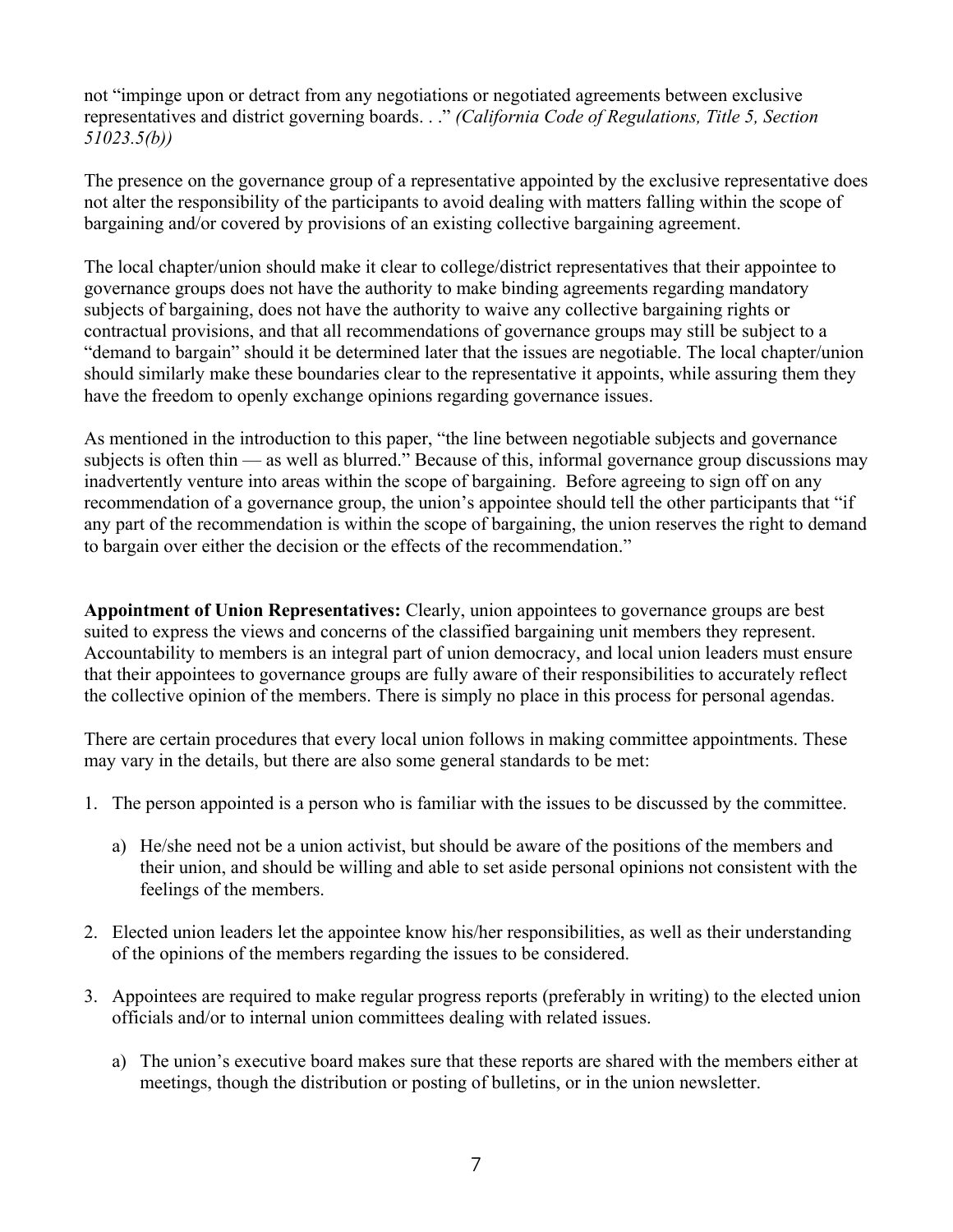not “impinge upon or detract from any negotiations or negotiated agreements between exclusive representatives and district governing boards. . .” *(California Code of Regulations, Title 5, Section 51023.5(b))*

The presence on the governance group of a representative appointed by the exclusive representative does not alter the responsibility of the participants to avoid dealing with matters falling within the scope of bargaining and/or covered by provisions of an existing collective bargaining agreement.

The local chapter/union should make it clear to college/district representatives that their appointee to governance groups does not have the authority to make binding agreements regarding mandatory subjects of bargaining, does not have the authority to waive any collective bargaining rights or contractual provisions, and that all recommendations of governance groups may still be subject to a “demand to bargain” should it be determined later that the issues are negotiable. The local chapter/union should similarly make these boundaries clear to the representative it appoints, while assuring them they have the freedom to openly exchange opinions regarding governance issues.

As mentioned in the introduction to this paper, “the line between negotiable subjects and governance subjects is often thin — as well as blurred.” Because of this, informal governance group discussions may inadvertently venture into areas within the scope of bargaining. Before agreeing to sign off on any recommendation of a governance group, the union’s appointee should tell the other participants that “if any part of the recommendation is within the scope of bargaining, the union reserves the right to demand to bargain over either the decision or the effects of the recommendation.”

**Appointment of Union Representatives:** Clearly, union appointees to governance groups are best suited to express the views and concerns of the classified bargaining unit members they represent. Accountability to members is an integral part of union democracy, and local union leaders must ensure that their appointees to governance groups are fully aware of their responsibilities to accurately reflect the collective opinion of the members. There is simply no place in this process for personal agendas.

There are certain procedures that every local union follows in making committee appointments. These may vary in the details, but there are also some general standards to be met:

1. The person appointed is a person who is familiar with the issues to be discussed by the committee.
   a) He/she need not be a union activist, but should be aware of the positions of the members and their union, and should be willing and able to set aside personal opinions not consistent with the feelings of the members.
2. Elected union leaders let the appointee know his/her responsibilities, as well as their understanding of the opinions of the members regarding the issues to be considered.
3. Appointees are required to make regular progress reports (preferably in writing) to the elected union officials and/or to internal union committees dealing with related issues.
   a) The union’s executive board makes sure that these reports are shared with the members either at meetings, though the distribution or posting of bulletins, or in the union newsletter.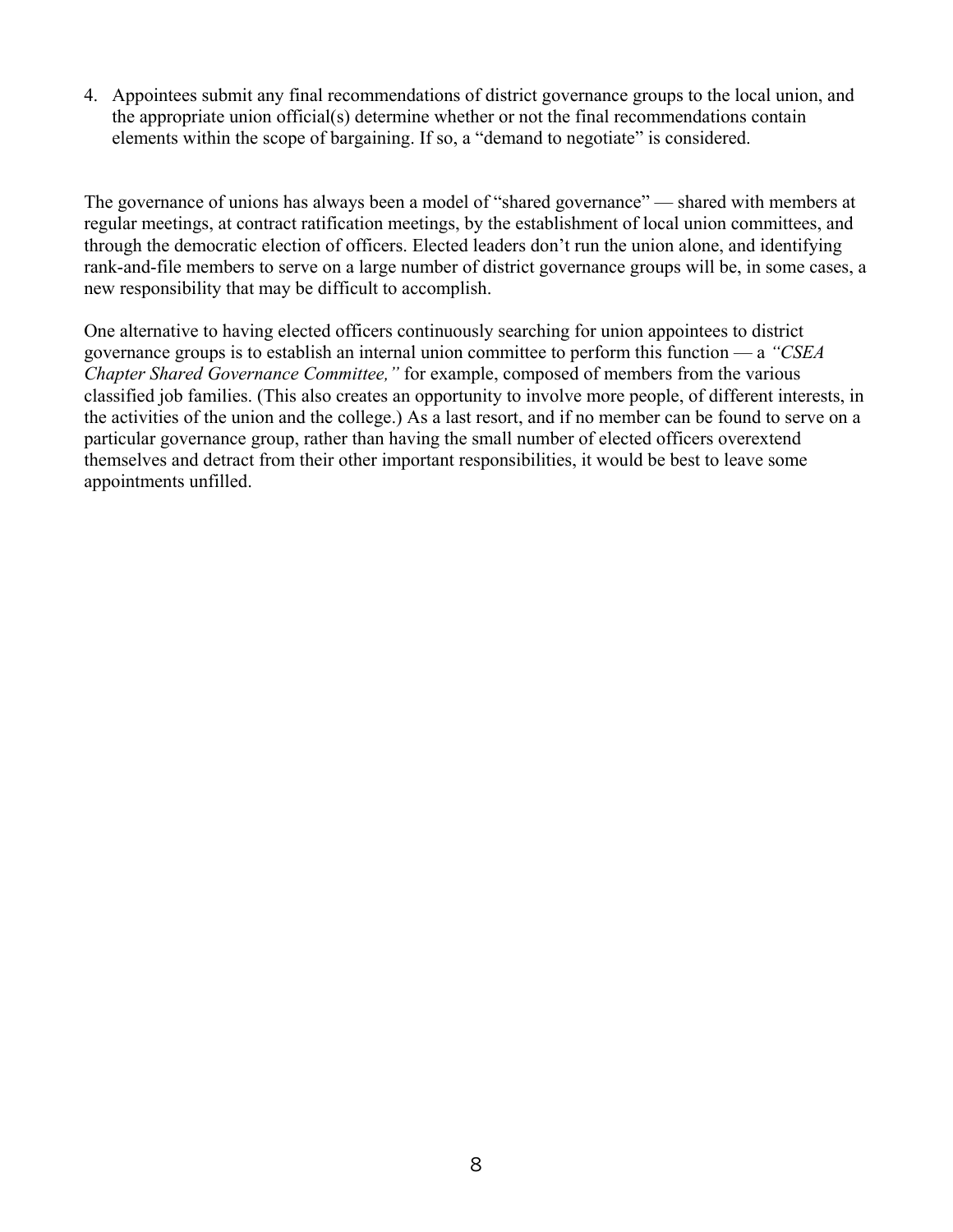4. Appointees submit any final recommendations of district governance groups to the local union, and the appropriate union official(s) determine whether or not the final recommendations contain elements within the scope of bargaining. If so, a "demand to negotiate" is considered.

The governance of unions has always been a model of "shared governance" — shared with members at regular meetings, at contract ratification meetings, by the establishment of local union committees, and through the democratic election of officers. Elected leaders don't run the union alone, and identifying rank-and-file members to serve on a large number of district governance groups will be, in some cases, a new responsibility that may be difficult to accomplish.

One alternative to having elected officers continuously searching for union appointees to district governance groups is to establish an internal union committee to perform this function — a *"CSEA Chapter Shared Governance Committee,"* for example, composed of members from the various classified job families. (This also creates an opportunity to involve more people, of different interests, in the activities of the union and the college.) As a last resort, and if no member can be found to serve on a particular governance group, rather than having the small number of elected officers overextend themselves and detract from their other important responsibilities, it would be best to leave some appointments unfilled.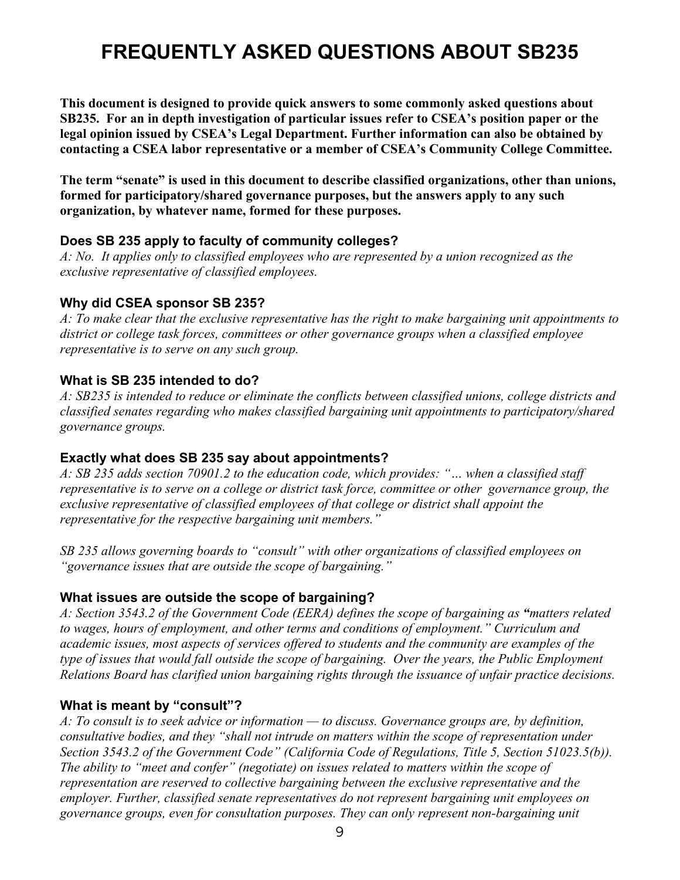# FREQUENTLY ASKED QUESTIONS ABOUT SB235

**This document is designed to provide quick answers to some commonly asked questions about SB235. For an in depth investigation of particular issues refer to CSEA's position paper or the legal opinion issued by CSEA's Legal Department. Further information can also be obtained by contacting a CSEA labor representative or a member of CSEA's Community College Committee.**

**The term "senate" is used in this document to describe classified organizations, other than unions, formed for participatory/shared governance purposes, but the answers apply to any such organization, by whatever name, formed for these purposes.**

### Does SB 235 apply to faculty of community colleges?

*A: No. It applies only to classified employees who are represented by a union recognized as the exclusive representative of classified employees.*

### Why did CSEA sponsor SB 235?

*A: To make clear that the exclusive representative has the right to make bargaining unit appointments to district or college task forces, committees or other governance groups when a classified employee representative is to serve on any such group.*

### What is SB 235 intended to do?

*A: SB235 is intended to reduce or eliminate the conflicts between classified unions, college districts and classified senates regarding who makes classified bargaining unit appointments to participatory/shared governance groups.*

### Exactly what does SB 235 say about appointments?

*A: SB 235 adds section 70901.2 to the education code, which provides: "… when a classified staff representative is to serve on a college or district task force, committee or other governance group, the exclusive representative of classified employees of that college or district shall appoint the representative for the respective bargaining unit members."*

*SB 235 allows governing boards to "consult" with other organizations of classified employees on "governance issues that are outside the scope of bargaining."*

### What issues are outside the scope of bargaining?

*A: Section 3543.2 of the Government Code (EERA) defines the scope of bargaining as* ***"****matters related to wages, hours of employment, and other terms and conditions of employment." Curriculum and academic issues, most aspects of services offered to students and the community are examples of the type of issues that would fall outside the scope of bargaining. Over the years, the Public Employment Relations Board has clarified union bargaining rights through the issuance of unfair practice decisions.*

### What is meant by "consult"?

*A: To consult is to seek advice or information — to discuss. Governance groups are, by definition, consultative bodies, and they "shall not intrude on matters within the scope of representation under Section 3543.2 of the Government Code" (California Code of Regulations, Title 5, Section 51023.5(b)). The ability to "meet and confer" (negotiate) on issues related to matters within the scope of representation are reserved to collective bargaining between the exclusive representative and the employer. Further, classified senate representatives do not represent bargaining unit employees on governance groups, even for consultation purposes. They can only represent non-bargaining unit*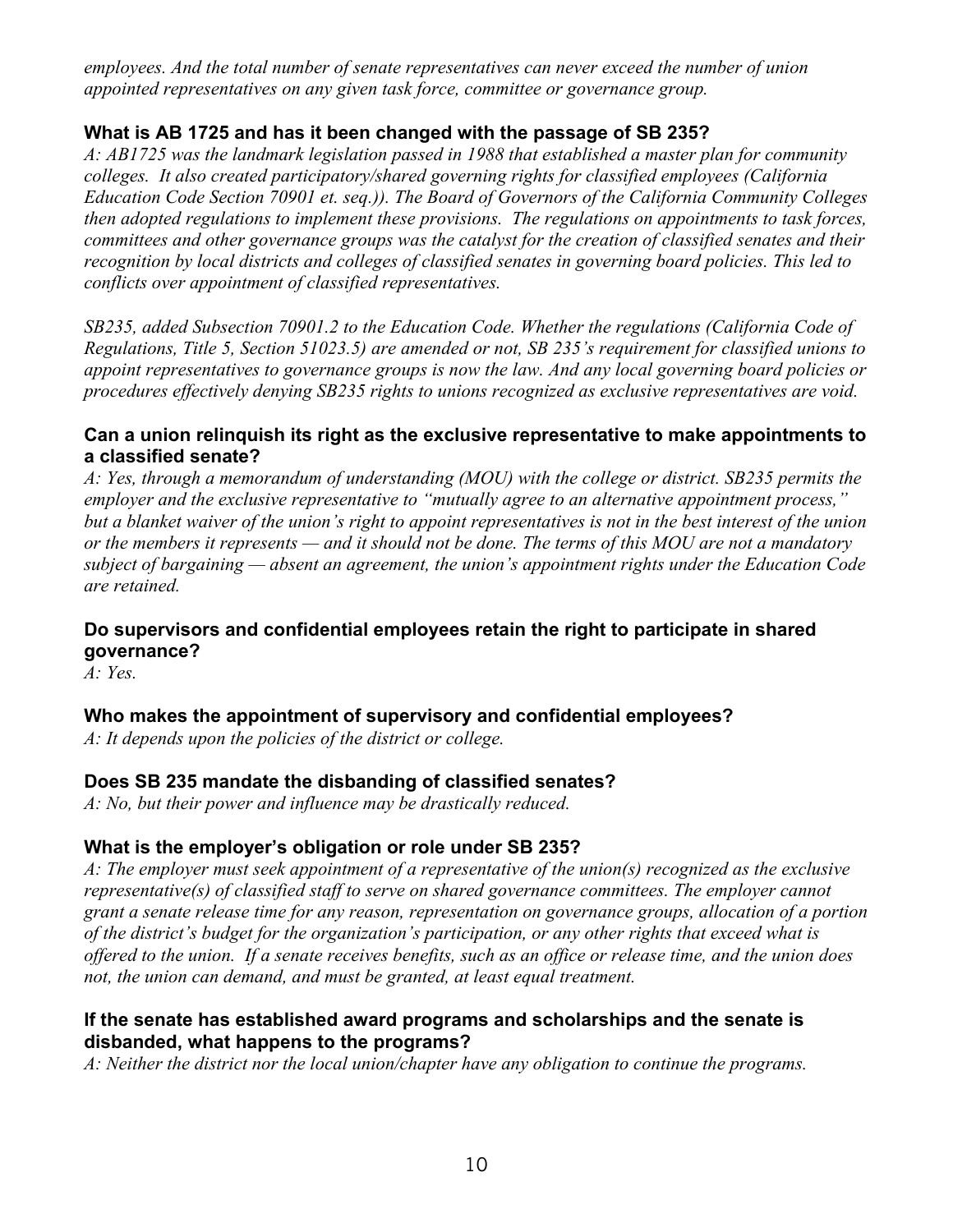*employees. And the total number of senate representatives can never exceed the number of union appointed representatives on any given task force, committee or governance group.*

### What is AB 1725 and has it been changed with the passage of SB 235?

*A: AB1725 was the landmark legislation passed in 1988 that established a master plan for community colleges. It also created participatory/shared governing rights for classified employees (California Education Code Section 70901 et. seq.)). The Board of Governors of the California Community Colleges then adopted regulations to implement these provisions. The regulations on appointments to task forces, committees and other governance groups was the catalyst for the creation of classified senates and their recognition by local districts and colleges of classified senates in governing board policies. This led to conflicts over appointment of classified representatives.*

*SB235, added Subsection 70901.2 to the Education Code. Whether the regulations (California Code of Regulations, Title 5, Section 51023.5) are amended or not, SB 235's requirement for classified unions to appoint representatives to governance groups is now the law. And any local governing board policies or procedures effectively denying SB235 rights to unions recognized as exclusive representatives are void.*

### Can a union relinquish its right as the exclusive representative to make appointments to a classified senate?

*A: Yes, through a memorandum of understanding (MOU) with the college or district. SB235 permits the employer and the exclusive representative to "mutually agree to an alternative appointment process," but a blanket waiver of the union's right to appoint representatives is not in the best interest of the union or the members it represents — and it should not be done. The terms of this MOU are not a mandatory subject of bargaining — absent an agreement, the union's appointment rights under the Education Code are retained.*

### Do supervisors and confidential employees retain the right to participate in shared governance?

*A: Yes.*

### Who makes the appointment of supervisory and confidential employees?

*A: It depends upon the policies of the district or college.*

### Does SB 235 mandate the disbanding of classified senates?

*A: No, but their power and influence may be drastically reduced.*

### What is the employer's obligation or role under SB 235?

*A: The employer must seek appointment of a representative of the union(s) recognized as the exclusive representative(s) of classified staff to serve on shared governance committees. The employer cannot grant a senate release time for any reason, representation on governance groups, allocation of a portion of the district's budget for the organization's participation, or any other rights that exceed what is offered to the union. If a senate receives benefits, such as an office or release time, and the union does not, the union can demand, and must be granted, at least equal treatment.*

### If the senate has established award programs and scholarships and the senate is disbanded, what happens to the programs?

*A: Neither the district nor the local union/chapter have any obligation to continue the programs.*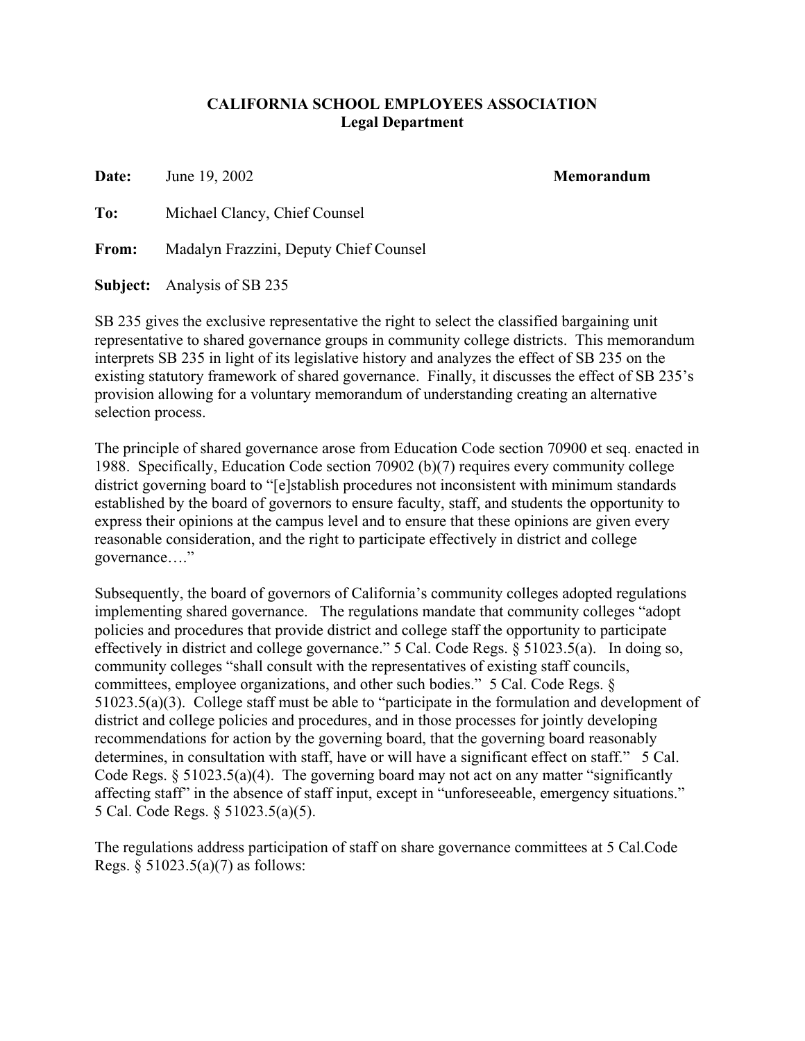# CALIFORNIA SCHOOL EMPLOYEES ASSOCIATION
## Legal Department

**Date:** June 19, 2002 **Memorandum**

**To:** Michael Clancy, Chief Counsel

**From:** Madalyn Frazzini, Deputy Chief Counsel

**Subject:** Analysis of SB 235

SB 235 gives the exclusive representative the right to select the classified bargaining unit representative to shared governance groups in community college districts. This memorandum interprets SB 235 in light of its legislative history and analyzes the effect of SB 235 on the existing statutory framework of shared governance. Finally, it discusses the effect of SB 235's provision allowing for a voluntary memorandum of understanding creating an alternative selection process.

The principle of shared governance arose from Education Code section 70900 et seq. enacted in 1988. Specifically, Education Code section 70902 (b)(7) requires every community college district governing board to "[e]stablish procedures not inconsistent with minimum standards established by the board of governors to ensure faculty, staff, and students the opportunity to express their opinions at the campus level and to ensure that these opinions are given every reasonable consideration, and the right to participate effectively in district and college governance…."

Subsequently, the board of governors of California's community colleges adopted regulations implementing shared governance. The regulations mandate that community colleges "adopt policies and procedures that provide district and college staff the opportunity to participate effectively in district and college governance." 5 Cal. Code Regs. § 51023.5(a). In doing so, community colleges "shall consult with the representatives of existing staff councils, committees, employee organizations, and other such bodies." 5 Cal. Code Regs. § 51023.5(a)(3). College staff must be able to "participate in the formulation and development of district and college policies and procedures, and in those processes for jointly developing recommendations for action by the governing board, that the governing board reasonably determines, in consultation with staff, have or will have a significant effect on staff." 5 Cal. Code Regs. § 51023.5(a)(4). The governing board may not act on any matter "significantly affecting staff" in the absence of staff input, except in "unforeseeable, emergency situations." 5 Cal. Code Regs. § 51023.5(a)(5).

The regulations address participation of staff on share governance committees at 5 Cal.Code Regs. § 51023.5(a)(7) as follows: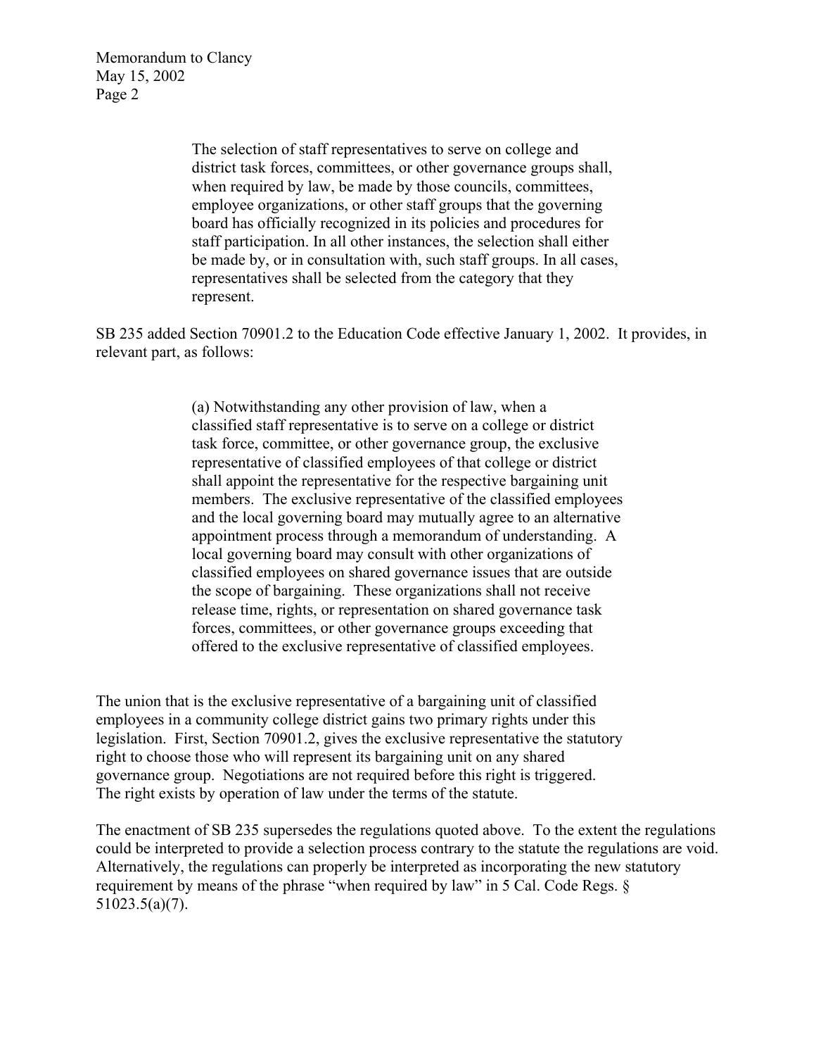> The selection of staff representatives to serve on college and district task forces, committees, or other governance groups shall, when required by law, be made by those councils, committees, employee organizations, or other staff groups that the governing board has officially recognized in its policies and procedures for staff participation. In all other instances, the selection shall either be made by, or in consultation with, such staff groups. In all cases, representatives shall be selected from the category that they represent.

SB 235 added Section 70901.2 to the Education Code effective January 1, 2002. It provides, in relevant part, as follows:

> (a) Notwithstanding any other provision of law, when a classified staff representative is to serve on a college or district task force, committee, or other governance group, the exclusive representative of classified employees of that college or district shall appoint the representative for the respective bargaining unit members. The exclusive representative of the classified employees and the local governing board may mutually agree to an alternative appointment process through a memorandum of understanding. A local governing board may consult with other organizations of classified employees on shared governance issues that are outside the scope of bargaining. These organizations shall not receive release time, rights, or representation on shared governance task forces, committees, or other governance groups exceeding that offered to the exclusive representative of classified employees.

The union that is the exclusive representative of a bargaining unit of classified employees in a community college district gains two primary rights under this legislation. First, Section 70901.2, gives the exclusive representative the statutory right to choose those who will represent its bargaining unit on any shared governance group. Negotiations are not required before this right is triggered. The right exists by operation of law under the terms of the statute.

The enactment of SB 235 supersedes the regulations quoted above. To the extent the regulations could be interpreted to provide a selection process contrary to the statute the regulations are void. Alternatively, the regulations can properly be interpreted as incorporating the new statutory requirement by means of the phrase "when required by law" in 5 Cal. Code Regs. § 51023.5(a)(7).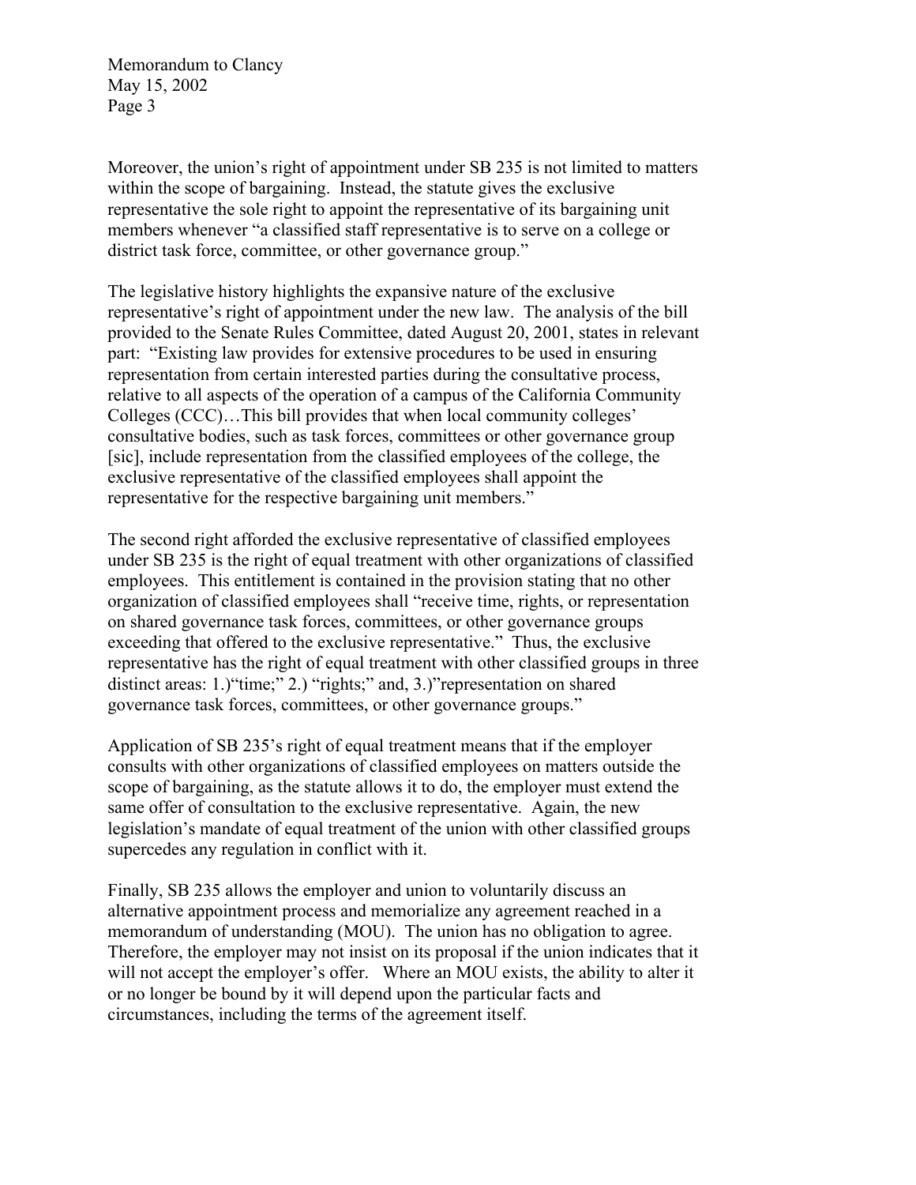Moreover, the union's right of appointment under SB 235 is not limited to matters within the scope of bargaining. Instead, the statute gives the exclusive representative the sole right to appoint the representative of its bargaining unit members whenever "a classified staff representative is to serve on a college or district task force, committee, or other governance group."

The legislative history highlights the expansive nature of the exclusive representative's right of appointment under the new law. The analysis of the bill provided to the Senate Rules Committee, dated August 20, 2001, states in relevant part: "Existing law provides for extensive procedures to be used in ensuring representation from certain interested parties during the consultative process, relative to all aspects of the operation of a campus of the California Community Colleges (CCC)…This bill provides that when local community colleges' consultative bodies, such as task forces, committees or other governance group [sic], include representation from the classified employees of the college, the exclusive representative of the classified employees shall appoint the representative for the respective bargaining unit members."

The second right afforded the exclusive representative of classified employees under SB 235 is the right of equal treatment with other organizations of classified employees. This entitlement is contained in the provision stating that no other organization of classified employees shall "receive time, rights, or representation on shared governance task forces, committees, or other governance groups exceeding that offered to the exclusive representative." Thus, the exclusive representative has the right of equal treatment with other classified groups in three distinct areas: 1.)"time;" 2.) "rights;" and, 3.)"representation on shared governance task forces, committees, or other governance groups."

Application of SB 235's right of equal treatment means that if the employer consults with other organizations of classified employees on matters outside the scope of bargaining, as the statute allows it to do, the employer must extend the same offer of consultation to the exclusive representative. Again, the new legislation's mandate of equal treatment of the union with other classified groups supercedes any regulation in conflict with it.

Finally, SB 235 allows the employer and union to voluntarily discuss an alternative appointment process and memorialize any agreement reached in a memorandum of understanding (MOU). The union has no obligation to agree. Therefore, the employer may not insist on its proposal if the union indicates that it will not accept the employer's offer. Where an MOU exists, the ability to alter it or no longer be bound by it will depend upon the particular facts and circumstances, including the terms of the agreement itself.